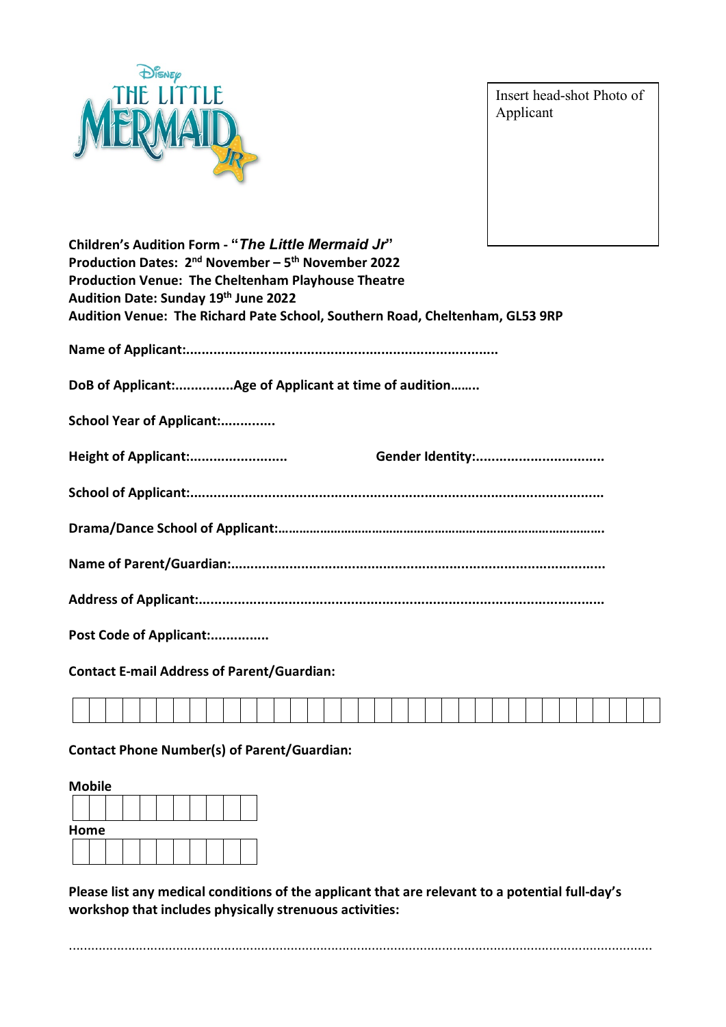Insert head-shot Photo of Applicant

**Children's Audition Form - "*The Little Mermaid Jr*"**
**Production Dates: 2nd November – 5th November 2022**
**Production Venue: The Cheltenham Playhouse Theatre**
**Audition Date: Sunday 19th June 2022**
**Audition Venue: The Richard Pate School, Southern Road, Cheltenham, GL53 9RP**

**Name of Applicant:**................................................................................

**DoB of Applicant:**...............**Age of Applicant at time of audition**........

**School Year of Applicant:**..............

**Height of Applicant:**.........................     **Gender Identity:**.................................

**School of Applicant:**..........................................................................................................

**Drama/Dance School of Applicant:**..........................................................................................

**Name of Parent/Guardian:**.................................................................................................

**Address of Applicant:**.......................................................................................................

**Post Code of Applicant:**...............

**Contact E-mail Address of Parent/Guardian:**

| | | | | | | | | | | | | | | | | | | | | | | | | | | | | | | | | | | |
|---|---|---|---|---|---|---|---|---|---|---|---|---|---|---|---|---|---|---|---|---|---|---|---|---|---|---|---|---|---|---|---|---|---|---|

**Contact Phone Number(s) of Parent/Guardian:**

**Mobile**

| | | | | | | | | | | |
|---|---|---|---|---|---|---|---|---|---|---|

**Home**

| | | | | | | | | | | |
|---|---|---|---|---|---|---|---|---|---|---|

**Please list any medical conditions of the applicant that are relevant to a potential full-day's workshop that includes physically strenuous activities:**

..............................................................................................................................................................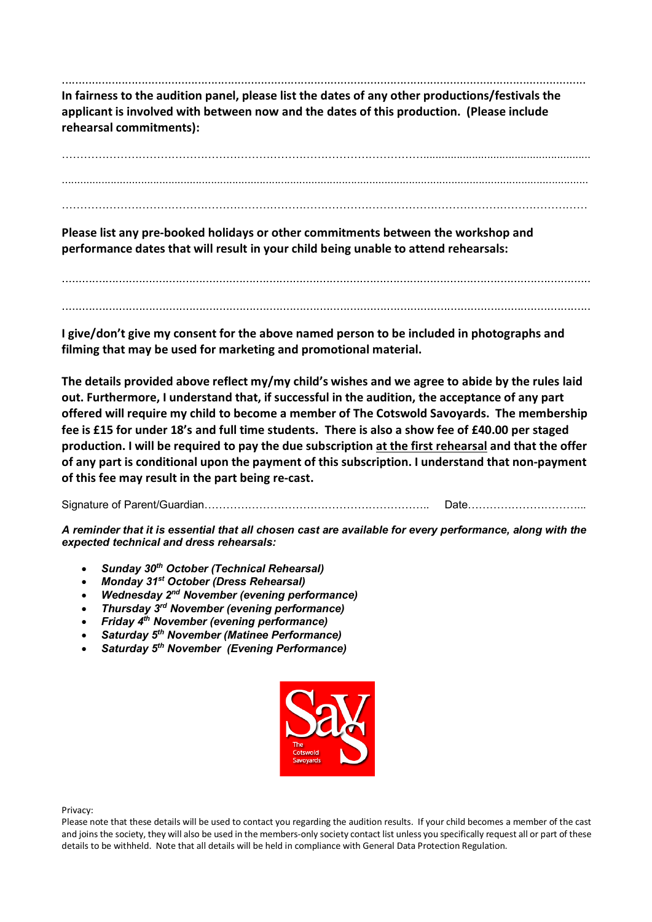……………………………………………………………………………………………………………………………………………

**In fairness to the audition panel, please list the dates of any other productions/festivals the applicant is involved with between now and the dates of this production. (Please include rehearsal commitments):**

……………………………………………………………………………………………………………………………………………

……………………………………………………………………………………………………………………………………………

……………………………………………………………………………………………………………………………………………

**Please list any pre-booked holidays or other commitments between the workshop and performance dates that will result in your child being unable to attend rehearsals:**

……………………………………………………………………………………………………………………………………………

……………………………………………………………………………………………………………………………………………

**I give/don't give my consent for the above named person to be included in photographs and filming that may be used for marketing and promotional material.**

**The details provided above reflect my/my child's wishes and we agree to abide by the rules laid out. Furthermore, I understand that, if successful in the audition, the acceptance of any part offered will require my child to become a member of The Cotswold Savoyards. The membership fee is £15 for under 18's and full time students. There is also a show fee of £40.00 per staged production. I will be required to pay the due subscription at the first rehearsal and that the offer of any part is conditional upon the payment of this subscription. I understand that non-payment of this fee may result in the part being re-cast.**

Signature of Parent/Guardian……………………………………………………….. Date…………………………...

***A reminder that it is essential that all chosen cast are available for every performance, along with the expected technical and dress rehearsals:***

- ***Sunday 30th October (Technical Rehearsal)***
- ***Monday 31st October (Dress Rehearsal)***
- ***Wednesday 2nd November (evening performance)***
- ***Thursday 3rd November (evening performance)***
- ***Friday 4th November (evening performance)***
- ***Saturday 5th November (Matinee Performance)***
- ***Saturday 5th November (Evening Performance)***

SaVS The Cotswold Savoyards

Privacy:
Please note that these details will be used to contact you regarding the audition results. If your child becomes a member of the cast and joins the society, they will also be used in the members-only society contact list unless you specifically request all or part of these details to be withheld. Note that all details will be held in compliance with General Data Protection Regulation.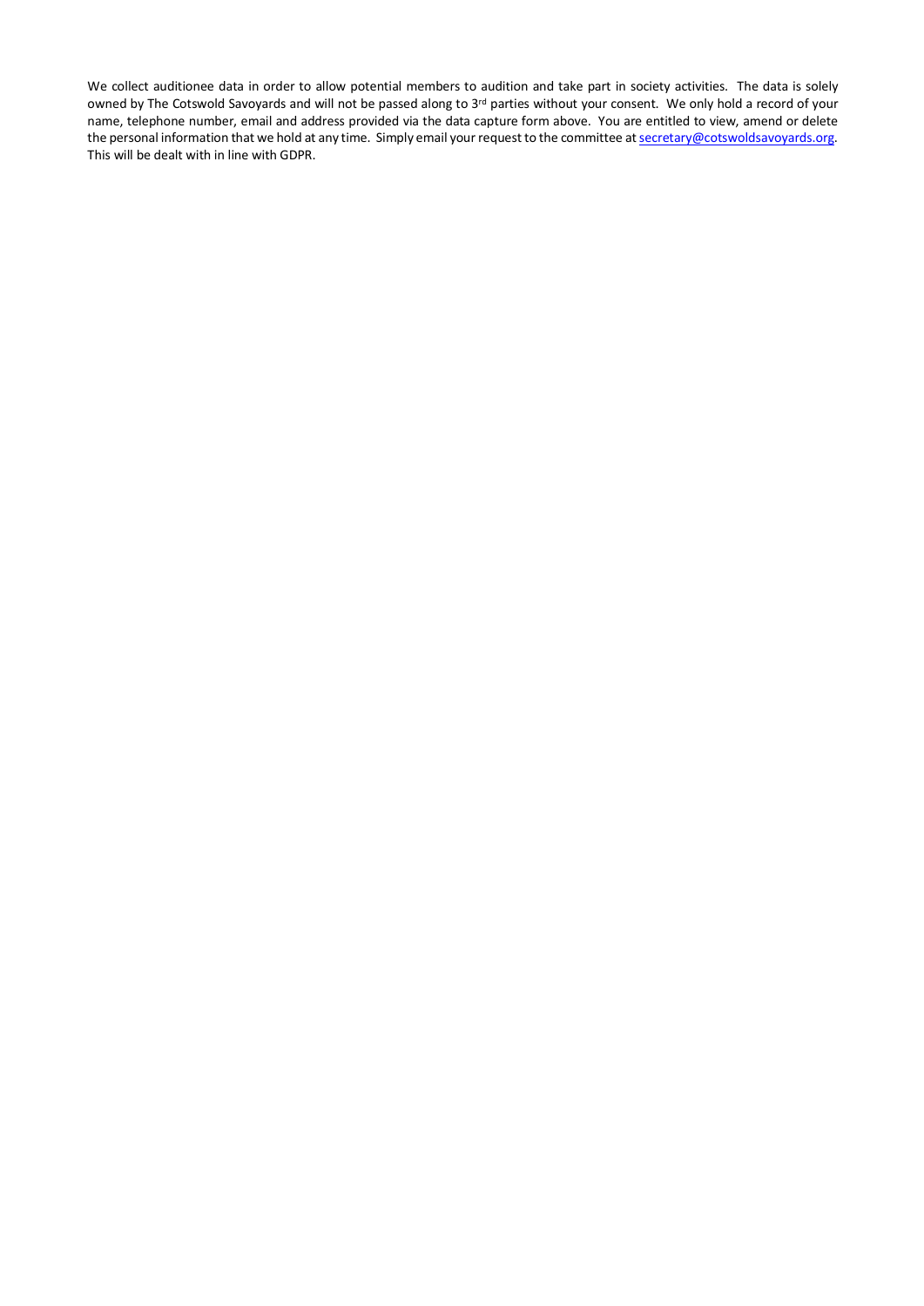We collect auditionee data in order to allow potential members to audition and take part in society activities. The data is solely owned by The Cotswold Savoyards and will not be passed along to 3rd parties without your consent. We only hold a record of your name, telephone number, email and address provided via the data capture form above. You are entitled to view, amend or delete the personal information that we hold at any time. Simply email your request to the committee at secretary@cotswoldsavoyards.org. This will be dealt with in line with GDPR.